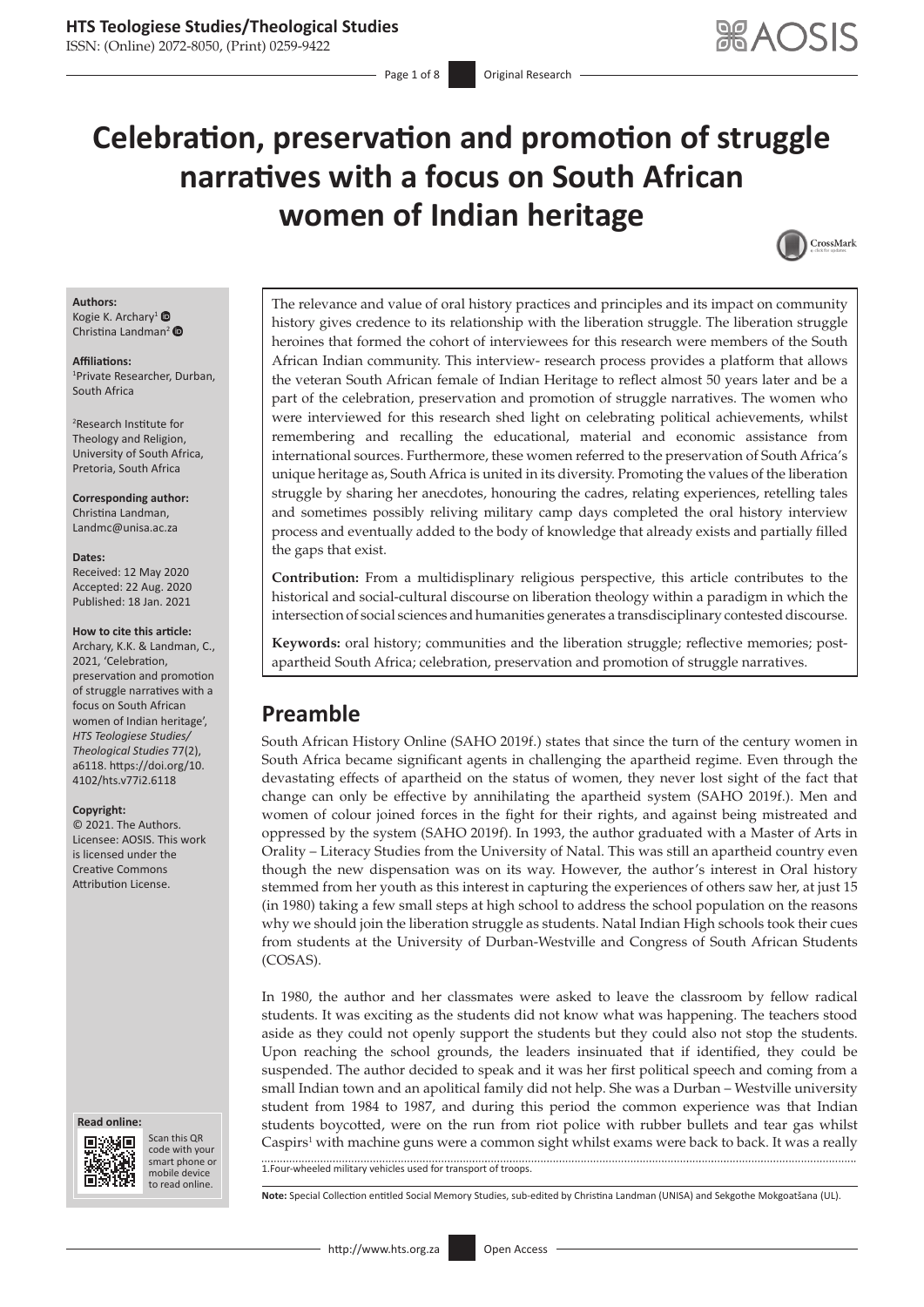# Celebration, preservation and promotion of struggle narratives with a focus on South African women of Indian heritage

**Authors:**
Kogie K. Archary[1]
Christina Landman[2]

**Affiliations:**
[1]Private Researcher, Durban, South Africa

[2]Research Institute for Theology and Religion, University of South Africa, Pretoria, South Africa

**Corresponding author:**
Christina Landman,
Landmc@unisa.ac.za

**Dates:**
Received: 12 May 2020
Accepted: 22 Aug. 2020
Published: 18 Jan. 2021

**How to cite this article:**
Archary, K.K. & Landman, C., 2021, 'Celebration, preservation and promotion of struggle narratives with a focus on South African women of Indian heritage', *HTS Teologiese Studies/ Theological Studies* 77(2), a6118. https://doi.org/10.4102/hts.v77i2.6118

**Copyright:**
© 2021. The Authors. Licensee: AOSIS. This work is licensed under the Creative Commons Attribution License.

The relevance and value of oral history practices and principles and its impact on community history gives credence to its relationship with the liberation struggle. The liberation struggle heroines that formed the cohort of interviewees for this research were members of the South African Indian community. This interview- research process provides a platform that allows the veteran South African female of Indian Heritage to reflect almost 50 years later and be a part of the celebration, preservation and promotion of struggle narratives. The women who were interviewed for this research shed light on celebrating political achievements, whilst remembering and recalling the educational, material and economic assistance from international sources. Furthermore, these women referred to the preservation of South Africa's unique heritage as, South Africa is united in its diversity. Promoting the values of the liberation struggle by sharing her anecdotes, honouring the cadres, relating experiences, retelling tales and sometimes possibly reliving military camp days completed the oral history interview process and eventually added to the body of knowledge that already exists and partially filled the gaps that exist.

**Contribution:** From a multidisplinary religious perspective, this article contributes to the historical and social-cultural discourse on liberation theology within a paradigm in which the intersection of social sciences and humanities generates a transdisciplinary contested discourse.

**Keywords:** oral history; communities and the liberation struggle; reflective memories; post-apartheid South Africa; celebration, preservation and promotion of struggle narratives.

## Preamble

South African History Online (SAHO 2019f.) states that since the turn of the century women in South Africa became significant agents in challenging the apartheid regime. Even through the devastating effects of apartheid on the status of women, they never lost sight of the fact that change can only be effective by annihilating the apartheid system (SAHO 2019f.). Men and women of colour joined forces in the fight for their rights, and against being mistreated and oppressed by the system (SAHO 2019f). In 1993, the author graduated with a Master of Arts in Orality – Literacy Studies from the University of Natal. This was still an apartheid country even though the new dispensation was on its way. However, the author's interest in Oral history stemmed from her youth as this interest in capturing the experiences of others saw her, at just 15 (in 1980) taking a few small steps at high school to address the school population on the reasons why we should join the liberation struggle as students. Natal Indian High schools took their cues from students at the University of Durban-Westville and Congress of South African Students (COSAS).

In 1980, the author and her classmates were asked to leave the classroom by fellow radical students. It was exciting as the students did not know what was happening. The teachers stood aside as they could not openly support the students but they could also not stop the students. Upon reaching the school grounds, the leaders insinuated that if identified, they could be suspended. The author decided to speak and it was her first political speech and coming from a small Indian town and an apolitical family did not help. She was a Durban – Westville university student from 1984 to 1987, and during this period the common experience was that Indian students boycotted, were on the run from riot police with rubber bullets and tear gas whilst Caspirs[1] with machine guns were a common sight whilst exams were back to back. It was a really

1.Four-wheeled military vehicles used for transport of troops.

**Note:** Special Collection entitled Social Memory Studies, sub-edited by Christina Landman (UNISA) and Sekgothe Mokgoatšana (UL).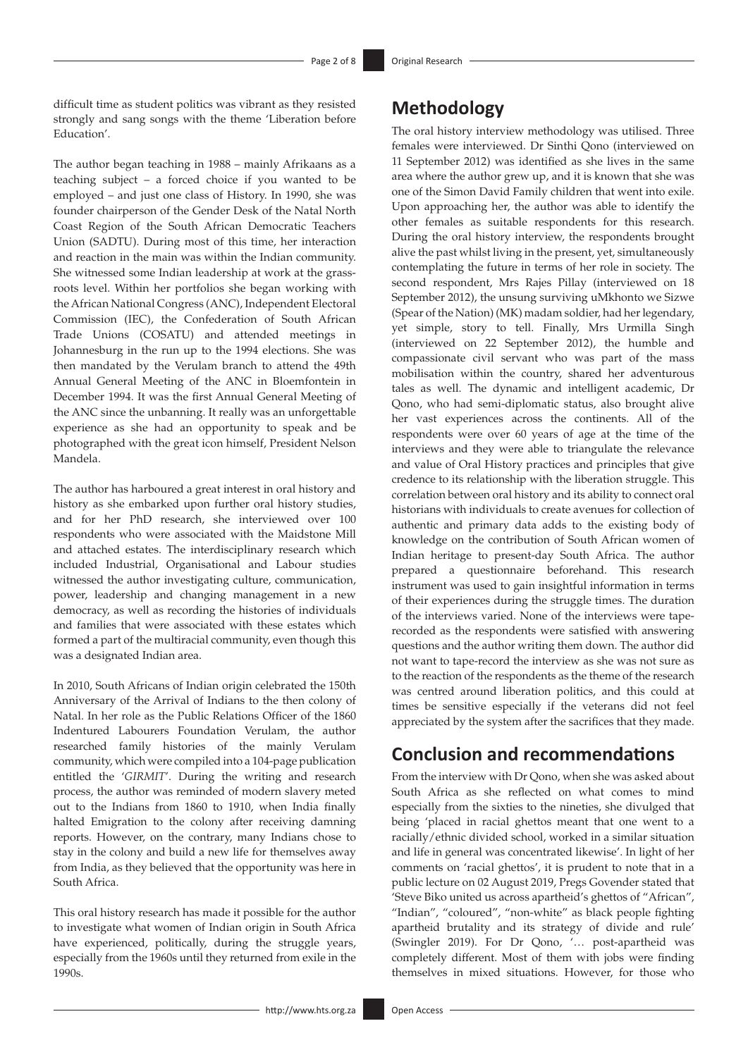difficult time as student politics was vibrant as they resisted strongly and sang songs with the theme 'Liberation before Education'.

The author began teaching in 1988 – mainly Afrikaans as a teaching subject – a forced choice if you wanted to be employed – and just one class of History. In 1990, she was founder chairperson of the Gender Desk of the Natal North Coast Region of the South African Democratic Teachers Union (SADTU). During most of this time, her interaction and reaction in the main was within the Indian community. She witnessed some Indian leadership at work at the grass-roots level. Within her portfolios she began working with the African National Congress (ANC), Independent Electoral Commission (IEC), the Confederation of South African Trade Unions (COSATU) and attended meetings in Johannesburg in the run up to the 1994 elections. She was then mandated by the Verulam branch to attend the 49th Annual General Meeting of the ANC in Bloemfontein in December 1994. It was the first Annual General Meeting of the ANC since the unbanning. It really was an unforgettable experience as she had an opportunity to speak and be photographed with the great icon himself, President Nelson Mandela.

The author has harboured a great interest in oral history and history as she embarked upon further oral history studies, and for her PhD research, she interviewed over 100 respondents who were associated with the Maidstone Mill and attached estates. The interdisciplinary research which included Industrial, Organisational and Labour studies witnessed the author investigating culture, communication, power, leadership and changing management in a new democracy, as well as recording the histories of individuals and families that were associated with these estates which formed a part of the multiracial community, even though this was a designated Indian area.

In 2010, South Africans of Indian origin celebrated the 150th Anniversary of the Arrival of Indians to the then colony of Natal. In her role as the Public Relations Officer of the 1860 Indentured Labourers Foundation Verulam, the author researched family histories of the mainly Verulam community, which were compiled into a 104-page publication entitled the '*GIRMIT*'. During the writing and research process, the author was reminded of modern slavery meted out to the Indians from 1860 to 1910, when India finally halted Emigration to the colony after receiving damning reports. However, on the contrary, many Indians chose to stay in the colony and build a new life for themselves away from India, as they believed that the opportunity was here in South Africa.

This oral history research has made it possible for the author to investigate what women of Indian origin in South Africa have experienced, politically, during the struggle years, especially from the 1960s until they returned from exile in the 1990s.

## Methodology

The oral history interview methodology was utilised. Three females were interviewed. Dr Sinthi Qono (interviewed on 11 September 2012) was identified as she lives in the same area where the author grew up, and it is known that she was one of the Simon David Family children that went into exile. Upon approaching her, the author was able to identify the other females as suitable respondents for this research. During the oral history interview, the respondents brought alive the past whilst living in the present, yet, simultaneously contemplating the future in terms of her role in society. The second respondent, Mrs Rajes Pillay (interviewed on 18 September 2012), the unsung surviving uMkhonto we Sizwe (Spear of the Nation) (MK) madam soldier, had her legendary, yet simple, story to tell. Finally, Mrs Urmilla Singh (interviewed on 22 September 2012), the humble and compassionate civil servant who was part of the mass mobilisation within the country, shared her adventurous tales as well. The dynamic and intelligent academic, Dr Qono, who had semi-diplomatic status, also brought alive her vast experiences across the continents. All of the respondents were over 60 years of age at the time of the interviews and they were able to triangulate the relevance and value of Oral History practices and principles that give credence to its relationship with the liberation struggle. This correlation between oral history and its ability to connect oral historians with individuals to create avenues for collection of authentic and primary data adds to the existing body of knowledge on the contribution of South African women of Indian heritage to present-day South Africa. The author prepared a questionnaire beforehand. This research instrument was used to gain insightful information in terms of their experiences during the struggle times. The duration of the interviews varied. None of the interviews were tape-recorded as the respondents were satisfied with answering questions and the author writing them down. The author did not want to tape-record the interview as she was not sure as to the reaction of the respondents as the theme of the research was centred around liberation politics, and this could at times be sensitive especially if the veterans did not feel appreciated by the system after the sacrifices that they made.

## Conclusion and recommendations

From the interview with Dr Qono, when she was asked about South Africa as she reflected on what comes to mind especially from the sixties to the nineties, she divulged that being 'placed in racial ghettos meant that one went to a racially/ethnic divided school, worked in a similar situation and life in general was concentrated likewise'. In light of her comments on 'racial ghettos', it is prudent to note that in a public lecture on 02 August 2019, Pregs Govender stated that 'Steve Biko united us across apartheid's ghettos of "African", "Indian", "coloured", "non-white" as black people fighting apartheid brutality and its strategy of divide and rule' (Swingler 2019). For Dr Qono, '… post-apartheid was completely different. Most of them with jobs were finding themselves in mixed situations. However, for those who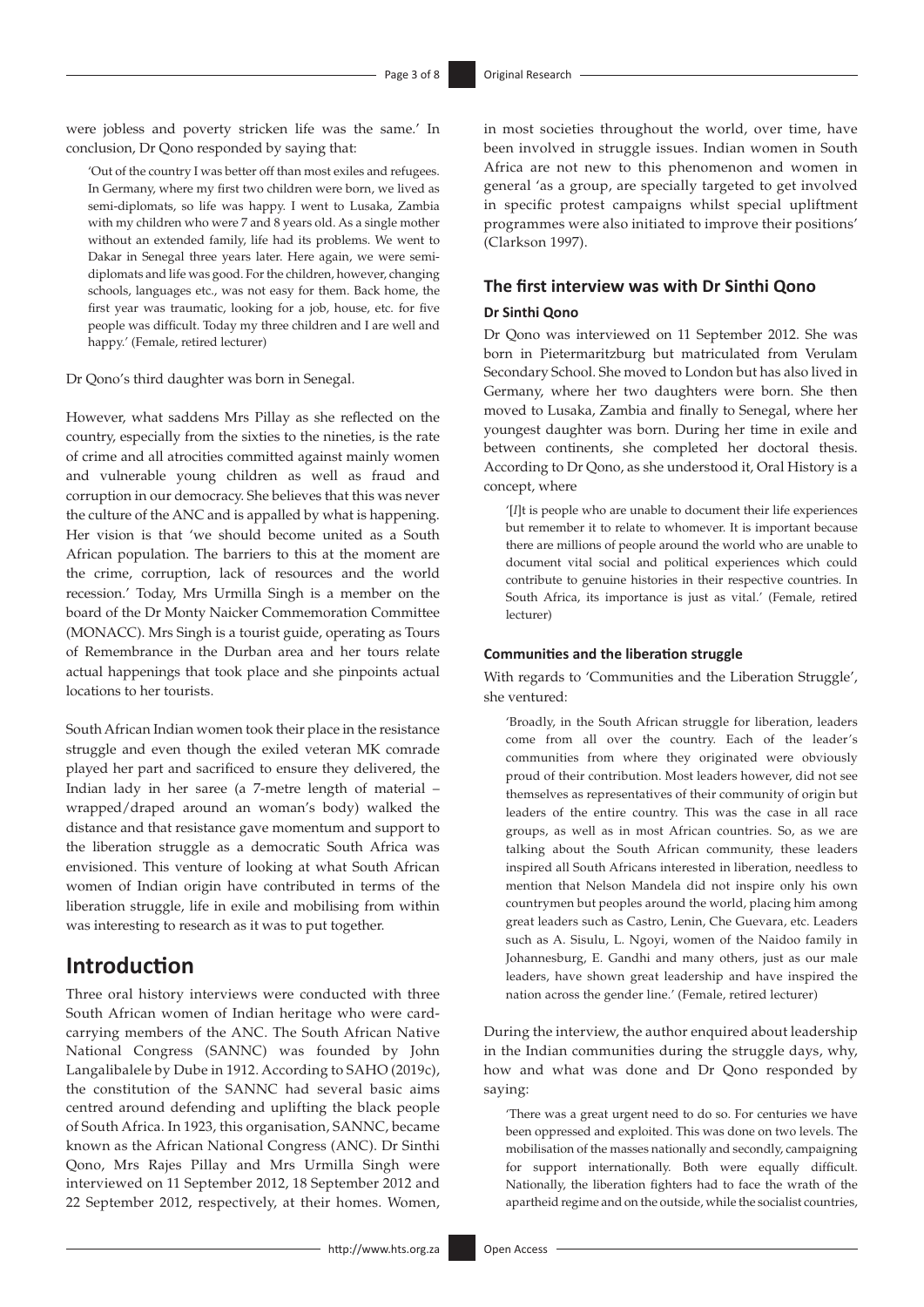were jobless and poverty stricken life was the same.' In conclusion, Dr Qono responded by saying that:

> 'Out of the country I was better off than most exiles and refugees. In Germany, where my first two children were born, we lived as semi-diplomats, so life was happy. I went to Lusaka, Zambia with my children who were 7 and 8 years old. As a single mother without an extended family, life had its problems. We went to Dakar in Senegal three years later. Here again, we were semi-diplomats and life was good. For the children, however, changing schools, languages etc., was not easy for them. Back home, the first year was traumatic, looking for a job, house, etc. for five people was difficult. Today my three children and I are well and happy.' (Female, retired lecturer)

Dr Qono's third daughter was born in Senegal.

However, what saddens Mrs Pillay as she reflected on the country, especially from the sixties to the nineties, is the rate of crime and all atrocities committed against mainly women and vulnerable young children as well as fraud and corruption in our democracy. She believes that this was never the culture of the ANC and is appalled by what is happening. Her vision is that 'we should become united as a South African population. The barriers to this at the moment are the crime, corruption, lack of resources and the world recession.' Today, Mrs Urmilla Singh is a member on the board of the Dr Monty Naicker Commemoration Committee (MONACC). Mrs Singh is a tourist guide, operating as Tours of Remembrance in the Durban area and her tours relate actual happenings that took place and she pinpoints actual locations to her tourists.

South African Indian women took their place in the resistance struggle and even though the exiled veteran MK comrade played her part and sacrificed to ensure they delivered, the Indian lady in her saree (a 7-metre length of material – wrapped/draped around an woman's body) walked the distance and that resistance gave momentum and support to the liberation struggle as a democratic South Africa was envisioned. This venture of looking at what South African women of Indian origin have contributed in terms of the liberation struggle, life in exile and mobilising from within was interesting to research as it was to put together.

# Introduction

Three oral history interviews were conducted with three South African women of Indian heritage who were card-carrying members of the ANC. The South African Native National Congress (SANNC) was founded by John Langalibalele by Dube in 1912. According to SAHO (2019c), the constitution of the SANNC had several basic aims centred around defending and uplifting the black people of South Africa. In 1923, this organisation, SANNC, became known as the African National Congress (ANC). Dr Sinthi Qono, Mrs Rajes Pillay and Mrs Urmilla Singh were interviewed on 11 September 2012, 18 September 2012 and 22 September 2012, respectively, at their homes. Women, in most societies throughout the world, over time, have been involved in struggle issues. Indian women in South Africa are not new to this phenomenon and women in general 'as a group, are specially targeted to get involved in specific protest campaigns whilst special upliftment programmes were also initiated to improve their positions' (Clarkson 1997).

## The first interview was with Dr Sinthi Qono

### Dr Sinthi Qono

Dr Qono was interviewed on 11 September 2012. She was born in Pietermaritzburg but matriculated from Verulam Secondary School. She moved to London but has also lived in Germany, where her two daughters were born. She then moved to Lusaka, Zambia and finally to Senegal, where her youngest daughter was born. During her time in exile and between continents, she completed her doctoral thesis. According to Dr Qono, as she understood it, Oral History is a concept, where

> '[*I*]t is people who are unable to document their life experiences but remember it to relate to whomever. It is important because there are millions of people around the world who are unable to document vital social and political experiences which could contribute to genuine histories in their respective countries. In South Africa, its importance is just as vital.' (Female, retired lecturer)

### Communities and the liberation struggle

With regards to 'Communities and the Liberation Struggle', she ventured:

> 'Broadly, in the South African struggle for liberation, leaders come from all over the country. Each of the leader's communities from where they originated were obviously proud of their contribution. Most leaders however, did not see themselves as representatives of their community of origin but leaders of the entire country. This was the case in all race groups, as well as in most African countries. So, as we are talking about the South African community, these leaders inspired all South Africans interested in liberation, needless to mention that Nelson Mandela did not inspire only his own countrymen but peoples around the world, placing him among great leaders such as Castro, Lenin, Che Guevara, etc. Leaders such as A. Sisulu, L. Ngoyi, women of the Naidoo family in Johannesburg, E. Gandhi and many others, just as our male leaders, have shown great leadership and have inspired the nation across the gender line.' (Female, retired lecturer)

During the interview, the author enquired about leadership in the Indian communities during the struggle days, why, how and what was done and Dr Qono responded by saying:

> 'There was a great urgent need to do so. For centuries we have been oppressed and exploited. This was done on two levels. The mobilisation of the masses nationally and secondly, campaigning for support internationally. Both were equally difficult. Nationally, the liberation fighters had to face the wrath of the apartheid regime and on the outside, while the socialist countries,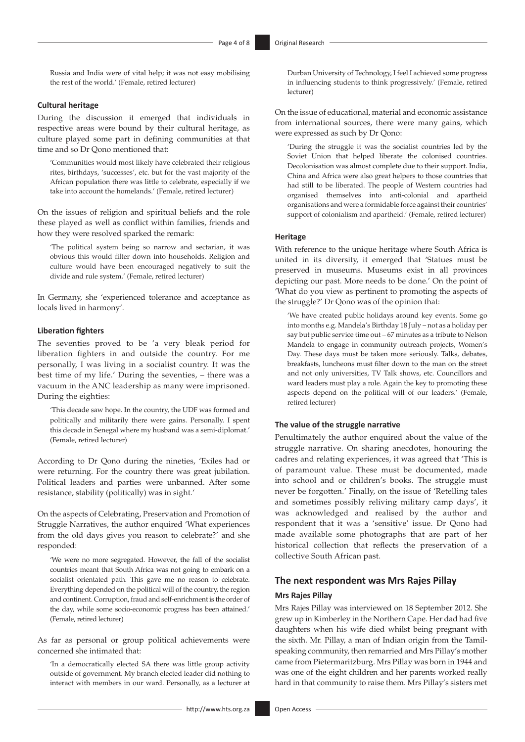Russia and India were of vital help; it was not easy mobilising the rest of the world.' (Female, retired lecturer)

#### Cultural heritage

During the discussion it emerged that individuals in respective areas were bound by their cultural heritage, as culture played some part in defining communities at that time and so Dr Qono mentioned that:

> 'Communities would most likely have celebrated their religious rites, birthdays, 'successes', etc. but for the vast majority of the African population there was little to celebrate, especially if we take into account the homelands.' (Female, retired lecturer)

On the issues of religion and spiritual beliefs and the role these played as well as conflict within families, friends and how they were resolved sparked the remark:

> 'The political system being so narrow and sectarian, it was obvious this would filter down into households. Religion and culture would have been encouraged negatively to suit the divide and rule system.' (Female, retired lecturer)

In Germany, she 'experienced tolerance and acceptance as locals lived in harmony'.

#### Liberation fighters

The seventies proved to be 'a very bleak period for liberation fighters in and outside the country. For me personally, I was living in a socialist country. It was the best time of my life.' During the seventies, – there was a vacuum in the ANC leadership as many were imprisoned. During the eighties:

> 'This decade saw hope. In the country, the UDF was formed and politically and militarily there were gains. Personally. I spent this decade in Senegal where my husband was a semi-diplomat.' (Female, retired lecturer)

According to Dr Qono during the nineties, 'Exiles had or were returning. For the country there was great jubilation. Political leaders and parties were unbanned. After some resistance, stability (politically) was in sight.'

On the aspects of Celebrating, Preservation and Promotion of Struggle Narratives, the author enquired 'What experiences from the old days gives you reason to celebrate?' and she responded:

> 'We were no more segregated. However, the fall of the socialist countries meant that South Africa was not going to embark on a socialist orientated path. This gave me no reason to celebrate. Everything depended on the political will of the country, the region and continent. Corruption, fraud and self-enrichment is the order of the day, while some socio-economic progress has been attained.' (Female, retired lecturer)

As far as personal or group political achievements were concerned she intimated that:

> 'In a democratically elected SA there was little group activity outside of government. My branch elected leader did nothing to interact with members in our ward. Personally, as a lecturer at Durban University of Technology, I feel I achieved some progress in influencing students to think progressively.' (Female, retired lecturer)

On the issue of educational, material and economic assistance from international sources, there were many gains, which were expressed as such by Dr Qono:

> 'During the struggle it was the socialist countries led by the Soviet Union that helped liberate the colonised countries. Decolonisation was almost complete due to their support. India, China and Africa were also great helpers to those countries that had still to be liberated. The people of Western countries had organised themselves into anti-colonial and apartheid organisations and were a formidable force against their countries' support of colonialism and apartheid.' (Female, retired lecturer)

#### Heritage

With reference to the unique heritage where South Africa is united in its diversity, it emerged that 'Statues must be preserved in museums. Museums exist in all provinces depicting our past. More needs to be done.' On the point of 'What do you view as pertinent to promoting the aspects of the struggle?' Dr Qono was of the opinion that:

> 'We have created public holidays around key events. Some go into months e.g. Mandela's Birthday 18 July – not as a holiday per say but public service time out – 67 minutes as a tribute to Nelson Mandela to engage in community outreach projects, Women's Day. These days must be taken more seriously. Talks, debates, breakfasts, luncheons must filter down to the man on the street and not only universities, TV Talk shows, etc. Councillors and ward leaders must play a role. Again the key to promoting these aspects depend on the political will of our leaders.' (Female, retired lecturer)

#### The value of the struggle narrative

Penultimately the author enquired about the value of the struggle narrative. On sharing anecdotes, honouring the cadres and relating experiences, it was agreed that 'This is of paramount value. These must be documented, made into school and or children's books. The struggle must never be forgotten.' Finally, on the issue of 'Retelling tales and sometimes possibly reliving military camp days', it was acknowledged and realised by the author and respondent that it was a 'sensitive' issue. Dr Qono had made available some photographs that are part of her historical collection that reflects the preservation of a collective South African past.

## The next respondent was Mrs Rajes Pillay

#### Mrs Rajes Pillay

Mrs Rajes Pillay was interviewed on 18 September 2012. She grew up in Kimberley in the Northern Cape. Her dad had five daughters when his wife died whilst being pregnant with the sixth. Mr. Pillay, a man of Indian origin from the Tamil-speaking community, then remarried and Mrs Pillay's mother came from Pietermaritzburg. Mrs Pillay was born in 1944 and was one of the eight children and her parents worked really hard in that community to raise them. Mrs Pillay's sisters met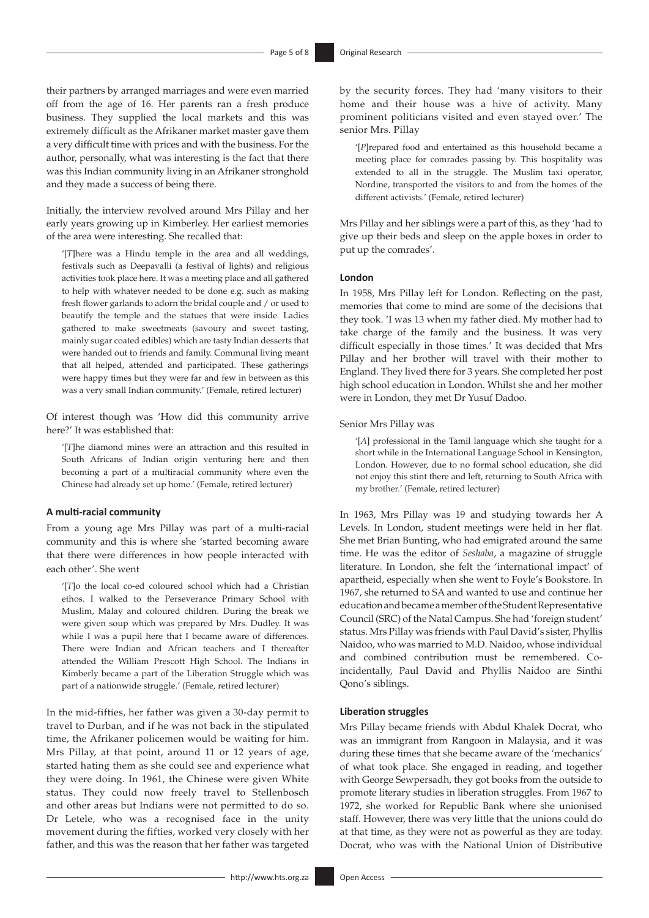their partners by arranged marriages and were even married off from the age of 16. Her parents ran a fresh produce business. They supplied the local markets and this was extremely difficult as the Afrikaner market master gave them a very difficult time with prices and with the business. For the author, personally, what was interesting is the fact that there was this Indian community living in an Afrikaner stronghold and they made a success of being there.

Initially, the interview revolved around Mrs Pillay and her early years growing up in Kimberley. Her earliest memories of the area were interesting. She recalled that:

> '[*T*]here was a Hindu temple in the area and all weddings, festivals such as Deepavalli (a festival of lights) and religious activities took place here. It was a meeting place and all gathered to help with whatever needed to be done e.g. such as making fresh flower garlands to adorn the bridal couple and / or used to beautify the temple and the statues that were inside. Ladies gathered to make sweetmeats (savoury and sweet tasting, mainly sugar coated edibles) which are tasty Indian desserts that were handed out to friends and family. Communal living meant that all helped, attended and participated. These gatherings were happy times but they were far and few in between as this was a very small Indian community.' (Female, retired lecturer)

Of interest though was 'How did this community arrive here?' It was established that:

> '[*T*]he diamond mines were an attraction and this resulted in South Africans of Indian origin venturing here and then becoming a part of a multiracial community where even the Chinese had already set up home.' (Female, retired lecturer)

#### A multi-racial community

From a young age Mrs Pillay was part of a multi-racial community and this is where she 'started becoming aware that there were differences in how people interacted with each other'. She went

> '[*T*]o the local co-ed coloured school which had a Christian ethos. I walked to the Perseverance Primary School with Muslim, Malay and coloured children. During the break we were given soup which was prepared by Mrs. Dudley. It was while I was a pupil here that I became aware of differences. There were Indian and African teachers and I thereafter attended the William Prescott High School. The Indians in Kimberly became a part of the Liberation Struggle which was part of a nationwide struggle.' (Female, retired lecturer)

In the mid-fifties, her father was given a 30-day permit to travel to Durban, and if he was not back in the stipulated time, the Afrikaner policemen would be waiting for him. Mrs Pillay, at that point, around 11 or 12 years of age, started hating them as she could see and experience what they were doing. In 1961, the Chinese were given White status. They could now freely travel to Stellenbosch and other areas but Indians were not permitted to do so. Dr Letele, who was a recognised face in the unity movement during the fifties, worked very closely with her father, and this was the reason that her father was targeted by the security forces. They had 'many visitors to their home and their house was a hive of activity. Many prominent politicians visited and even stayed over.' The senior Mrs. Pillay

> '[*P*]repared food and entertained as this household became a meeting place for comrades passing by. This hospitality was extended to all in the struggle. The Muslim taxi operator, Nordine, transported the visitors to and from the homes of the different activists.' (Female, retired lecturer)

Mrs Pillay and her siblings were a part of this, as they 'had to give up their beds and sleep on the apple boxes in order to put up the comrades'.

#### London

In 1958, Mrs Pillay left for London. Reflecting on the past, memories that come to mind are some of the decisions that they took. 'I was 13 when my father died. My mother had to take charge of the family and the business. It was very difficult especially in those times.' It was decided that Mrs Pillay and her brother will travel with their mother to England. They lived there for 3 years. She completed her post high school education in London. Whilst she and her mother were in London, they met Dr Yusuf Dadoo.

Senior Mrs Pillay was

> '[*A*] professional in the Tamil language which she taught for a short while in the International Language School in Kensington, London. However, due to no formal school education, she did not enjoy this stint there and left, returning to South Africa with my brother.' (Female, retired lecturer)

In 1963, Mrs Pillay was 19 and studying towards her A Levels. In London, student meetings were held in her flat. She met Brian Bunting, who had emigrated around the same time. He was the editor of *Seshaba*, a magazine of struggle literature. In London, she felt the 'international impact' of apartheid, especially when she went to Foyle's Bookstore. In 1967, she returned to SA and wanted to use and continue her education and became a member of the Student Representative Council (SRC) of the Natal Campus. She had 'foreign student' status. Mrs Pillay was friends with Paul David's sister, Phyllis Naidoo, who was married to M.D. Naidoo, whose individual and combined contribution must be remembered. Co-incidentally, Paul David and Phyllis Naidoo are Sinthi Qono's siblings.

#### Liberation struggles

Mrs Pillay became friends with Abdul Khalek Docrat, who was an immigrant from Rangoon in Malaysia, and it was during these times that she became aware of the 'mechanics' of what took place. She engaged in reading, and together with George Sewpersadh, they got books from the outside to promote literary studies in liberation struggles. From 1967 to 1972, she worked for Republic Bank where she unionised staff. However, there was very little that the unions could do at that time, as they were not as powerful as they are today. Docrat, who was with the National Union of Distributive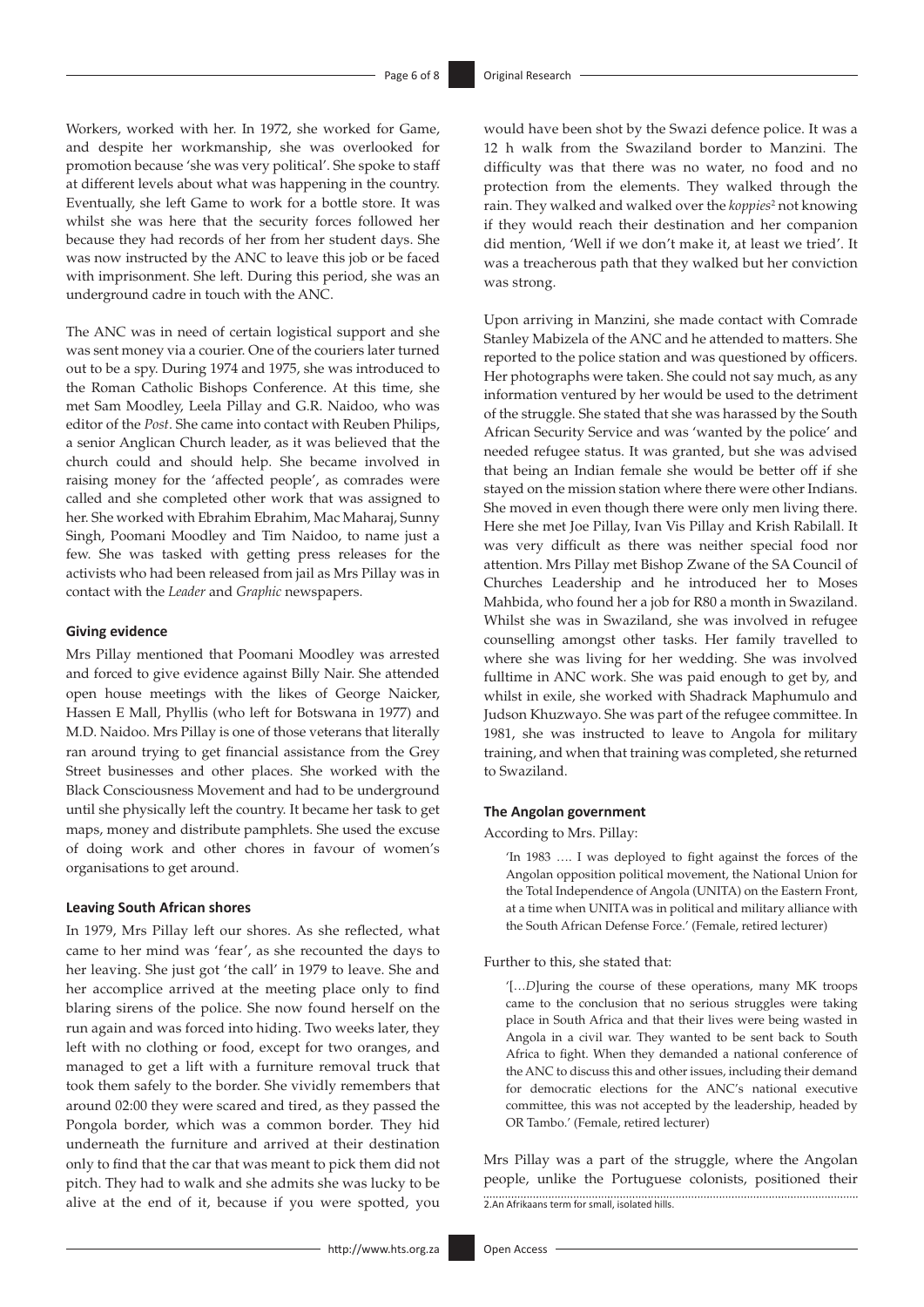Workers, worked with her. In 1972, she worked for Game, and despite her workmanship, she was overlooked for promotion because 'she was very political'. She spoke to staff at different levels about what was happening in the country. Eventually, she left Game to work for a bottle store. It was whilst she was here that the security forces followed her because they had records of her from her student days. She was now instructed by the ANC to leave this job or be faced with imprisonment. She left. During this period, she was an underground cadre in touch with the ANC.

The ANC was in need of certain logistical support and she was sent money via a courier. One of the couriers later turned out to be a spy. During 1974 and 1975, she was introduced to the Roman Catholic Bishops Conference. At this time, she met Sam Moodley, Leela Pillay and G.R. Naidoo, who was editor of the *Post*. She came into contact with Reuben Philips, a senior Anglican Church leader, as it was believed that the church could and should help. She became involved in raising money for the 'affected people', as comrades were called and she completed other work that was assigned to her. She worked with Ebrahim Ebrahim, Mac Maharaj, Sunny Singh, Poomani Moodley and Tim Naidoo, to name just a few. She was tasked with getting press releases for the activists who had been released from jail as Mrs Pillay was in contact with the *Leader* and *Graphic* newspapers.

### Giving evidence

Mrs Pillay mentioned that Poomani Moodley was arrested and forced to give evidence against Billy Nair. She attended open house meetings with the likes of George Naicker, Hassen E Mall, Phyllis (who left for Botswana in 1977) and M.D. Naidoo. Mrs Pillay is one of those veterans that literally ran around trying to get financial assistance from the Grey Street businesses and other places. She worked with the Black Consciousness Movement and had to be underground until she physically left the country. It became her task to get maps, money and distribute pamphlets. She used the excuse of doing work and other chores in favour of women's organisations to get around.

### Leaving South African shores

In 1979, Mrs Pillay left our shores. As she reflected, what came to her mind was 'fear', as she recounted the days to her leaving. She just got 'the call' in 1979 to leave. She and her accomplice arrived at the meeting place only to find blaring sirens of the police. She now found herself on the run again and was forced into hiding. Two weeks later, they left with no clothing or food, except for two oranges, and managed to get a lift with a furniture removal truck that took them safely to the border. She vividly remembers that around 02:00 they were scared and tired, as they passed the Pongola border, which was a common border. They hid underneath the furniture and arrived at their destination only to find that the car that was meant to pick them did not pitch. They had to walk and she admits she was lucky to be alive at the end of it, because if you were spotted, you would have been shot by the Swazi defence police. It was a 12 h walk from the Swaziland border to Manzini. The difficulty was that there was no water, no food and no protection from the elements. They walked through the rain. They walked and walked over the *koppies*[2] not knowing if they would reach their destination and her companion did mention, 'Well if we don't make it, at least we tried'. It was a treacherous path that they walked but her conviction was strong.

Upon arriving in Manzini, she made contact with Comrade Stanley Mabizela of the ANC and he attended to matters. She reported to the police station and was questioned by officers. Her photographs were taken. She could not say much, as any information ventured by her would be used to the detriment of the struggle. She stated that she was harassed by the South African Security Service and was 'wanted by the police' and needed refugee status. It was granted, but she was advised that being an Indian female she would be better off if she stayed on the mission station where there were other Indians. She moved in even though there were only men living there. Here she met Joe Pillay, Ivan Vis Pillay and Krish Rabilall. It was very difficult as there was neither special food nor attention. Mrs Pillay met Bishop Zwane of the SA Council of Churches Leadership and he introduced her to Moses Mahbida, who found her a job for R80 a month in Swaziland. Whilst she was in Swaziland, she was involved in refugee counselling amongst other tasks. Her family travelled to where she was living for her wedding. She was involved fulltime in ANC work. She was paid enough to get by, and whilst in exile, she worked with Shadrack Maphumulo and Judson Khuzwayo. She was part of the refugee committee. In 1981, she was instructed to leave to Angola for military training, and when that training was completed, she returned to Swaziland.

### The Angolan government

According to Mrs. Pillay:

> 'In 1983 …. I was deployed to fight against the forces of the Angolan opposition political movement, the National Union for the Total Independence of Angola (UNITA) on the Eastern Front, at a time when UNITA was in political and military alliance with the South African Defense Force.' (Female, retired lecturer)

Further to this, she stated that:

> '[…*D*]uring the course of these operations, many MK troops came to the conclusion that no serious struggles were taking place in South Africa and that their lives were being wasted in Angola in a civil war. They wanted to be sent back to South Africa to fight. When they demanded a national conference of the ANC to discuss this and other issues, including their demand for democratic elections for the ANC's national executive committee, this was not accepted by the leadership, headed by OR Tambo.' (Female, retired lecturer)

Mrs Pillay was a part of the struggle, where the Angolan people, unlike the Portuguese colonists, positioned their

2. An Afrikaans term for small, isolated hills.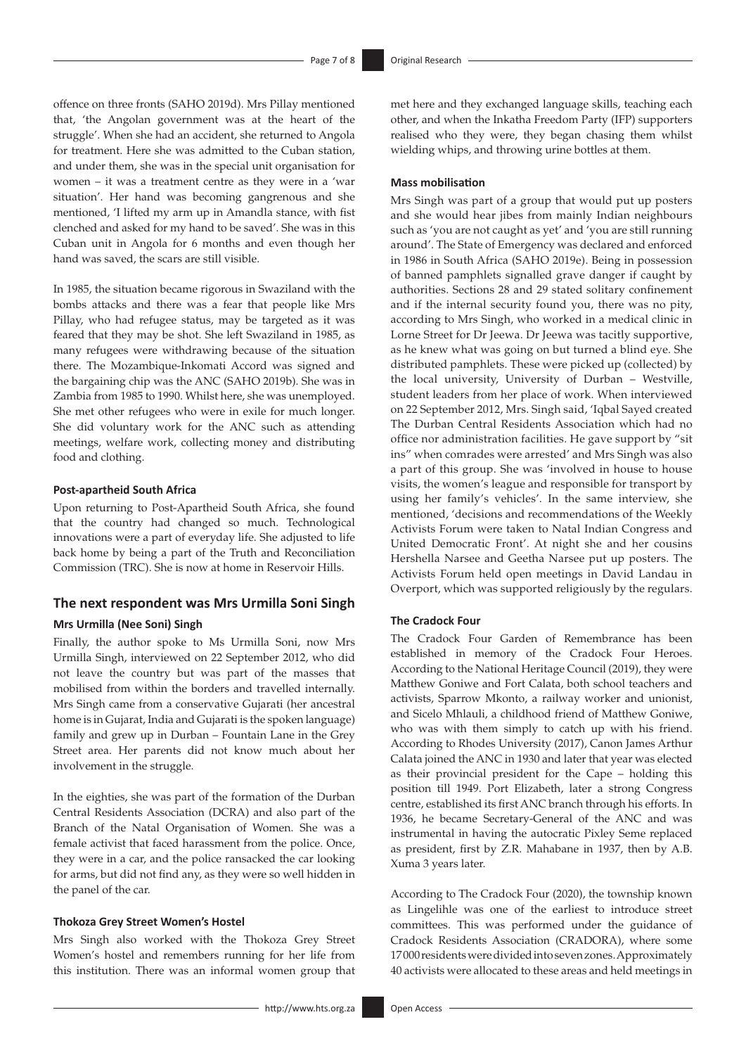offence on three fronts (SAHO 2019d). Mrs Pillay mentioned that, 'the Angolan government was at the heart of the struggle'. When she had an accident, she returned to Angola for treatment. Here she was admitted to the Cuban station, and under them, she was in the special unit organisation for women – it was a treatment centre as they were in a 'war situation'. Her hand was becoming gangrenous and she mentioned, 'I lifted my arm up in Amandla stance, with fist clenched and asked for my hand to be saved'. She was in this Cuban unit in Angola for 6 months and even though her hand was saved, the scars are still visible.

In 1985, the situation became rigorous in Swaziland with the bombs attacks and there was a fear that people like Mrs Pillay, who had refugee status, may be targeted as it was feared that they may be shot. She left Swaziland in 1985, as many refugees were withdrawing because of the situation there. The Mozambique-Inkomati Accord was signed and the bargaining chip was the ANC (SAHO 2019b). She was in Zambia from 1985 to 1990. Whilst here, she was unemployed. She met other refugees who were in exile for much longer. She did voluntary work for the ANC such as attending meetings, welfare work, collecting money and distributing food and clothing.

#### Post-apartheid South Africa

Upon returning to Post-Apartheid South Africa, she found that the country had changed so much. Technological innovations were a part of everyday life. She adjusted to life back home by being a part of the Truth and Reconciliation Commission (TRC). She is now at home in Reservoir Hills.

### The next respondent was Mrs Urmilla Soni Singh

#### Mrs Urmilla (Nee Soni) Singh

Finally, the author spoke to Ms Urmilla Soni, now Mrs Urmilla Singh, interviewed on 22 September 2012, who did not leave the country but was part of the masses that mobilised from within the borders and travelled internally. Mrs Singh came from a conservative Gujarati (her ancestral home is in Gujarat, India and Gujarati is the spoken language) family and grew up in Durban – Fountain Lane in the Grey Street area. Her parents did not know much about her involvement in the struggle.

In the eighties, she was part of the formation of the Durban Central Residents Association (DCRA) and also part of the Branch of the Natal Organisation of Women. She was a female activist that faced harassment from the police. Once, they were in a car, and the police ransacked the car looking for arms, but did not find any, as they were so well hidden in the panel of the car.

#### Thokoza Grey Street Women's Hostel

Mrs Singh also worked with the Thokoza Grey Street Women's hostel and remembers running for her life from this institution. There was an informal women group that met here and they exchanged language skills, teaching each other, and when the Inkatha Freedom Party (IFP) supporters realised who they were, they began chasing them whilst wielding whips, and throwing urine bottles at them.

#### Mass mobilisation

Mrs Singh was part of a group that would put up posters and she would hear jibes from mainly Indian neighbours such as 'you are not caught as yet' and 'you are still running around'. The State of Emergency was declared and enforced in 1986 in South Africa (SAHO 2019e). Being in possession of banned pamphlets signalled grave danger if caught by authorities. Sections 28 and 29 stated solitary confinement and if the internal security found you, there was no pity, according to Mrs Singh, who worked in a medical clinic in Lorne Street for Dr Jeewa. Dr Jeewa was tacitly supportive, as he knew what was going on but turned a blind eye. She distributed pamphlets. These were picked up (collected) by the local university, University of Durban – Westville, student leaders from her place of work. When interviewed on 22 September 2012, Mrs. Singh said, 'Iqbal Sayed created The Durban Central Residents Association which had no office nor administration facilities. He gave support by "sit ins" when comrades were arrested' and Mrs Singh was also a part of this group. She was 'involved in house to house visits, the women's league and responsible for transport by using her family's vehicles'. In the same interview, she mentioned, 'decisions and recommendations of the Weekly Activists Forum were taken to Natal Indian Congress and United Democratic Front'. At night she and her cousins Hershella Narsee and Geetha Narsee put up posters. The Activists Forum held open meetings in David Landau in Overport, which was supported religiously by the regulars.

#### The Cradock Four

The Cradock Four Garden of Remembrance has been established in memory of the Cradock Four Heroes. According to the National Heritage Council (2019), they were Matthew Goniwe and Fort Calata, both school teachers and activists, Sparrow Mkonto, a railway worker and unionist, and Sicelo Mhlauli, a childhood friend of Matthew Goniwe, who was with them simply to catch up with his friend. According to Rhodes University (2017), Canon James Arthur Calata joined the ANC in 1930 and later that year was elected as their provincial president for the Cape – holding this position till 1949. Port Elizabeth, later a strong Congress centre, established its first ANC branch through his efforts. In 1936, he became Secretary-General of the ANC and was instrumental in having the autocratic Pixley Seme replaced as president, first by Z.R. Mahabane in 1937, then by A.B. Xuma 3 years later.

According to The Cradock Four (2020), the township known as Lingelihle was one of the earliest to introduce street committees. This was performed under the guidance of Cradock Residents Association (CRADORA), where some 17 000 residents were divided into seven zones. Approximately 40 activists were allocated to these areas and held meetings in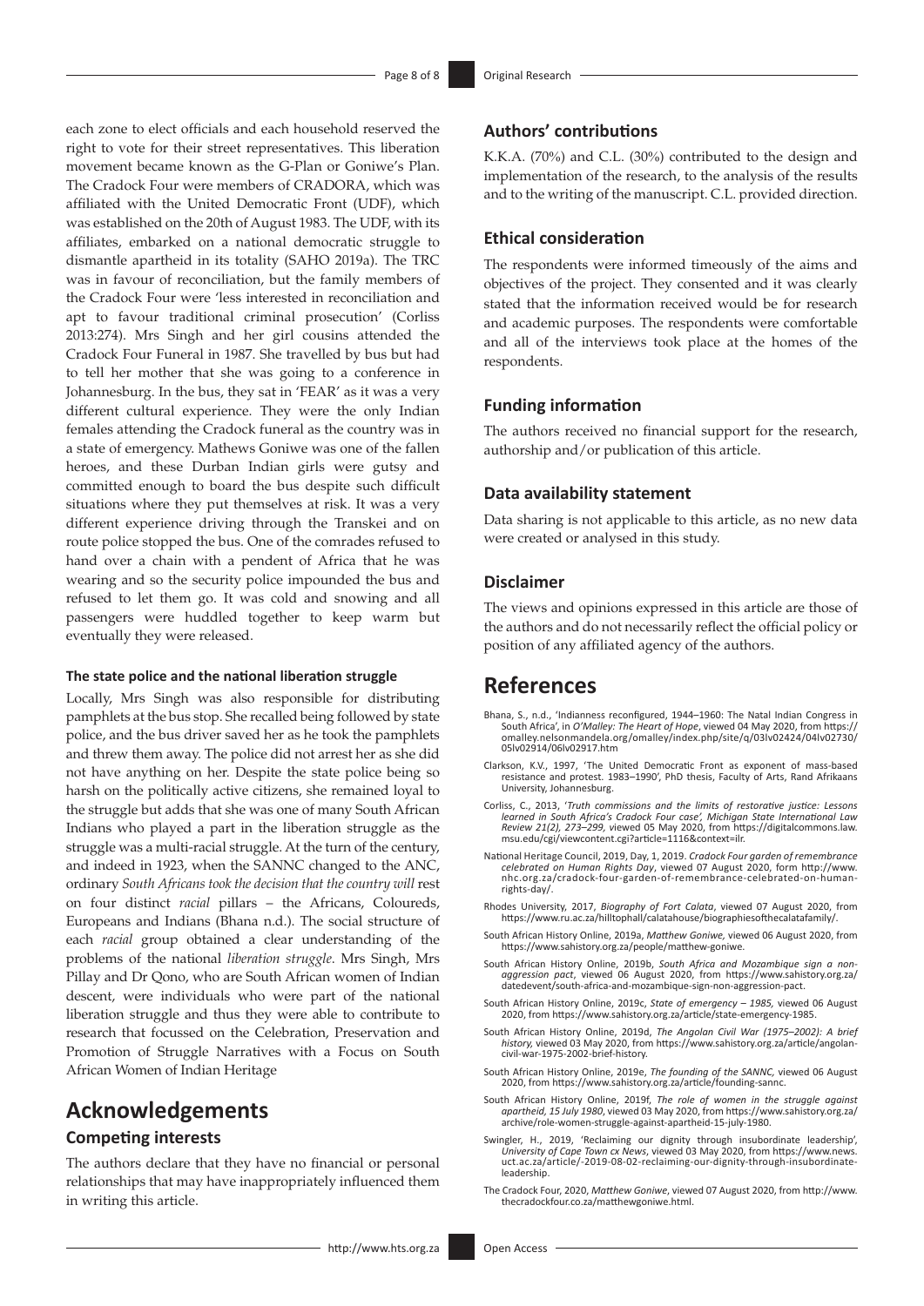each zone to elect officials and each household reserved the right to vote for their street representatives. This liberation movement became known as the G-Plan or Goniwe's Plan. The Cradock Four were members of CRADORA, which was affiliated with the United Democratic Front (UDF), which was established on the 20th of August 1983. The UDF, with its affiliates, embarked on a national democratic struggle to dismantle apartheid in its totality (SAHO 2019a). The TRC was in favour of reconciliation, but the family members of the Cradock Four were 'less interested in reconciliation and apt to favour traditional criminal prosecution' (Corliss 2013:274). Mrs Singh and her girl cousins attended the Cradock Four Funeral in 1987. She travelled by bus but had to tell her mother that she was going to a conference in Johannesburg. In the bus, they sat in 'FEAR' as it was a very different cultural experience. They were the only Indian females attending the Cradock funeral as the country was in a state of emergency. Mathews Goniwe was one of the fallen heroes, and these Durban Indian girls were gutsy and committed enough to board the bus despite such difficult situations where they put themselves at risk. It was a very different experience driving through the Transkei and on route police stopped the bus. One of the comrades refused to hand over a chain with a pendent of Africa that he was wearing and so the security police impounded the bus and refused to let them go. It was cold and snowing and all passengers were huddled together to keep warm but eventually they were released.

#### The state police and the national liberation struggle

Locally, Mrs Singh was also responsible for distributing pamphlets at the bus stop. She recalled being followed by state police, and the bus driver saved her as he took the pamphlets and threw them away. The police did not arrest her as she did not have anything on her. Despite the state police being so harsh on the politically active citizens, she remained loyal to the struggle but adds that she was one of many South African Indians who played a part in the liberation struggle as the struggle was a multi-racial struggle. At the turn of the century, and indeed in 1923, when the SANNC changed to the ANC, ordinary *South Africans took the decision that the country will* rest on four distinct *racial* pillars – the Africans, Coloureds, Europeans and Indians (Bhana n.d.). The social structure of each *racial* group obtained a clear understanding of the problems of the national *liberation struggle*. Mrs Singh, Mrs Pillay and Dr Qono, who are South African women of Indian descent, were individuals who were part of the national liberation struggle and thus they were able to contribute to research that focussed on the Celebration, Preservation and Promotion of Struggle Narratives with a Focus on South African Women of Indian Heritage

## Acknowledgements

### Competing interests

The authors declare that they have no financial or personal relationships that may have inappropriately influenced them in writing this article.

### Authors' contributions

K.K.A. (70%) and C.L. (30%) contributed to the design and implementation of the research, to the analysis of the results and to the writing of the manuscript. C.L. provided direction.

### Ethical consideration

The respondents were informed timeously of the aims and objectives of the project. They consented and it was clearly stated that the information received would be for research and academic purposes. The respondents were comfortable and all of the interviews took place at the homes of the respondents.

### Funding information

The authors received no financial support for the research, authorship and/or publication of this article.

### Data availability statement

Data sharing is not applicable to this article, as no new data were created or analysed in this study.

### Disclaimer

The views and opinions expressed in this article are those of the authors and do not necessarily reflect the official policy or position of any affiliated agency of the authors.

## References

Bhana, S., n.d., 'Indianness reconfigured, 1944–1960: The Natal Indian Congress in South Africa', in *O'Malley: The Heart of Hope*, viewed 04 May 2020, from https://omalley.nelsonmandela.org/omalley/index.php/site/q/03lv02424/04lv02730/05lv02914/06lv02917.htm

Clarkson, K.V., 1997, 'The United Democratic Front as exponent of mass-based resistance and protest. 1983–1990', PhD thesis, Faculty of Arts, Rand Afrikaans University, Johannesburg.

Corliss, C., 2013, '*Truth commissions and the limits of restorative justice: Lessons learned in South Africa's Cradock Four case*', *Michigan State International Law Review 21(2), 273–299*, viewed 05 May 2020, from https://digitalcommons.law.msu.edu/cgi/viewcontent.cgi?article=1116&context=ilr.

National Heritage Council, 2019, Day, 1, 2019. *Cradock Four garden of remembrance celebrated on Human Rights Day*, viewed 07 August 2020, form http://www.nhc.org.za/cradock-four-garden-of-remembrance-celebrated-on-human-rights-day/.

Rhodes University, 2017, *Biography of Fort Calata*, viewed 07 August 2020, from https://www.ru.ac.za/hilltophall/calatahouse/biographiesofthecalatafamily/.

South African History Online, 2019a, *Matthew Goniwe*, viewed 06 August 2020, from https://www.sahistory.org.za/people/matthew-goniwe.

South African History Online, 2019b, *South Africa and Mozambique sign a non-aggression pact*, viewed 06 August 2020, from https://www.sahistory.org.za/datedevent/south-africa-and-mozambique-sign-non-aggression-pact.

South African History Online, 2019c, *State of emergency – 1985,* viewed 06 August 2020, from https://www.sahistory.org.za/article/state-emergency-1985.

South African History Online, 2019d, *The Angolan Civil War (1975–2002): A brief history,* viewed 03 May 2020, from https://www.sahistory.org.za/article/angolan-civil-war-1975-2002-brief-history.

South African History Online, 2019e, *The founding of the SANNC,* viewed 06 August 2020, from https://www.sahistory.org.za/article/founding-sannc.

South African History Online, 2019f, *The role of women in the struggle against apartheid, 15 July 1980*, viewed 03 May 2020, from https://www.sahistory.org.za/archive/role-women-struggle-against-apartheid-15-july-1980.

Swingler, H., 2019, 'Reclaiming our dignity through insubordinate leadership', *University of Cape Town cx News*, viewed 03 May 2020, from https://www.news.uct.ac.za/article/-2019-08-02-reclaiming-our-dignity-through-insubordinate-leadership.

The Cradock Four, 2020, *Matthew Goniwe*, viewed 07 August 2020, from http://www.thecradockfour.co.za/matthewgoniwe.html.